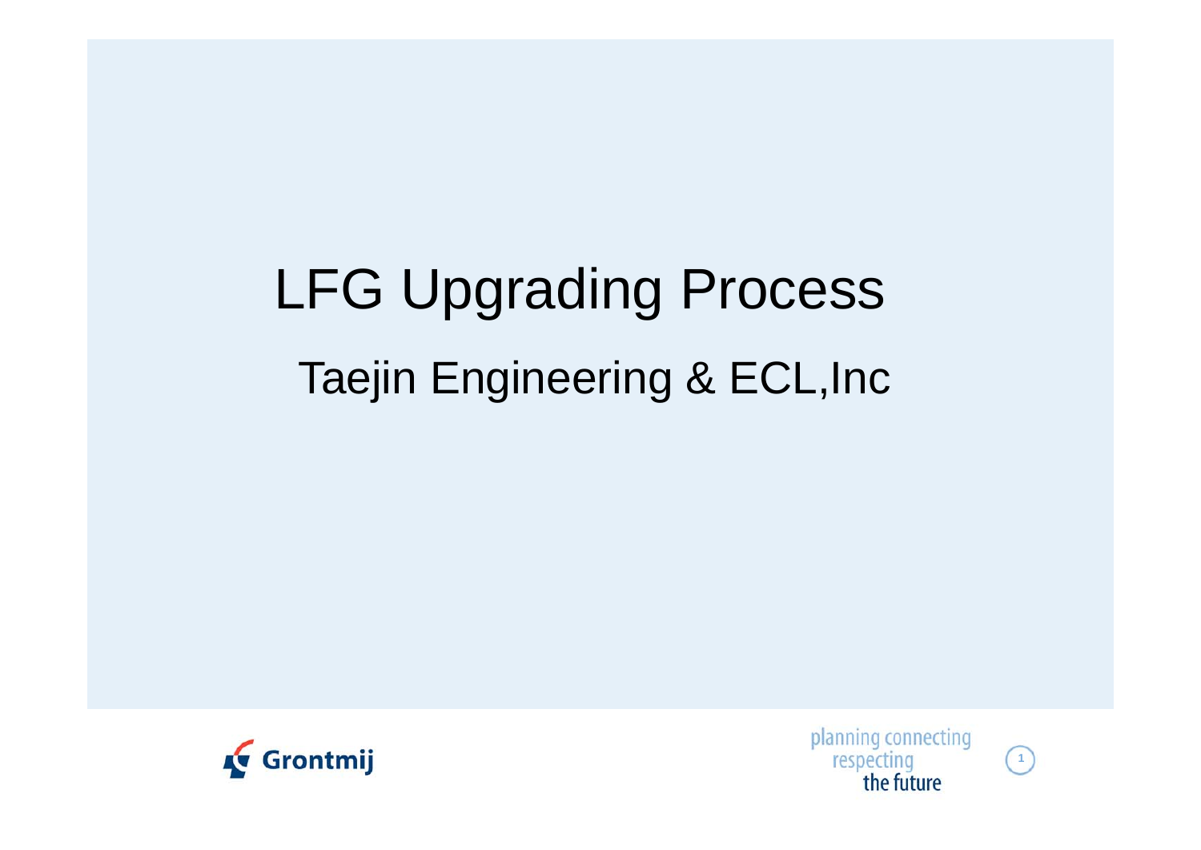# LFG Upgrading Process

## Taejin Engineering & ECL,Inc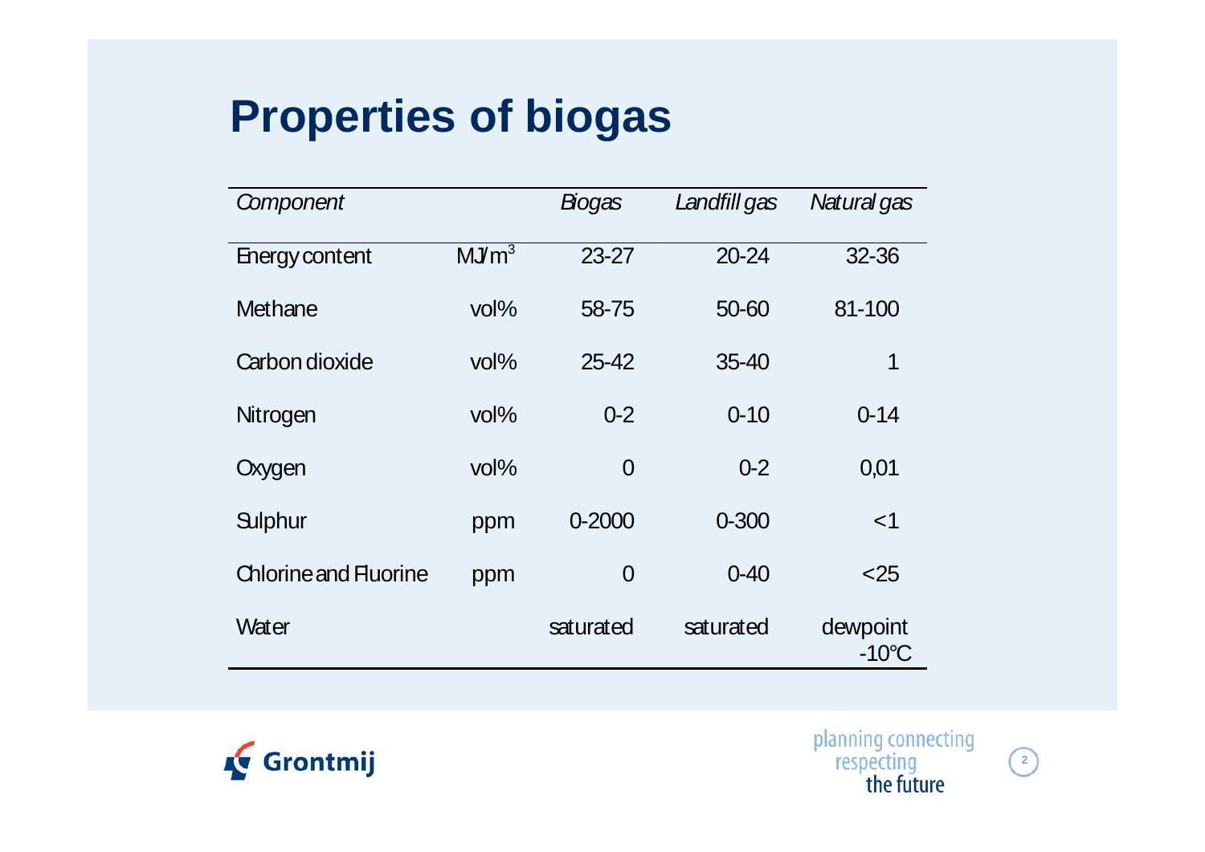# Properties of biogas

| *Component* | | *Biogas* | *Landfill gas* | *Natural gas* |
|---|---|---|---|---|
| Energy content | $MJ/m^3$ | 23-27 | 20-24 | 32-36 |
| Methane | vol% | 58-75 | 50-60 | 81-100 |
| Carbon dioxide | vol% | 25-42 | 35-40 | 1 |
| Nitrogen | vol% | 0-2 | 0-10 | 0-14 |
| Oxygen | vol% | 0 | 0-2 | 0,01 |
| Sulphur | ppm | 0-2000 | 0-300 | <1 |
| Chlorine and Fluorine | ppm | 0 | 0-40 | <25 |
| Water | | saturated | saturated | dewpoint -10°C |

Grontmij

planning connecting respecting the future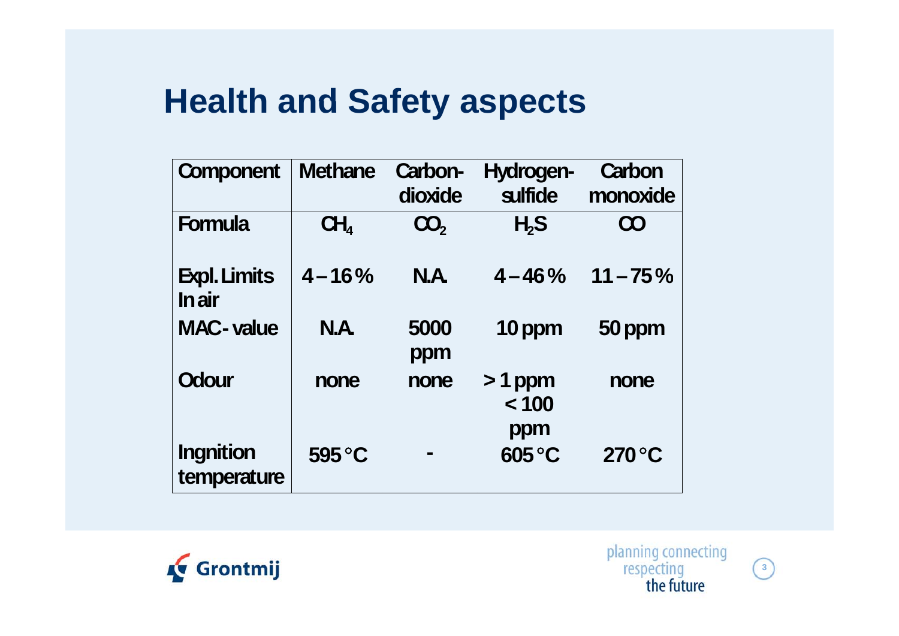# Health and Safety aspects

| Component | Methane | Carbon-dioxide | Hydrogen-sulfide | Carbon monoxide |
|---|---|---|---|---|
| Formula | $CH_4$ | $CO_2$ | $H_2S$ | CO |
| Expl. Limits In air | 4 – 16 % | N.A. | 4 – 46 % | 11 – 75 % |
| MAC- value | N.A. | 5000 ppm | 10 ppm | 50 ppm |
| Odour | none | none | > 1 ppm < 100 ppm | none |
| Ingnition temperature | 595 °C | - | 605 °C | 270 °C |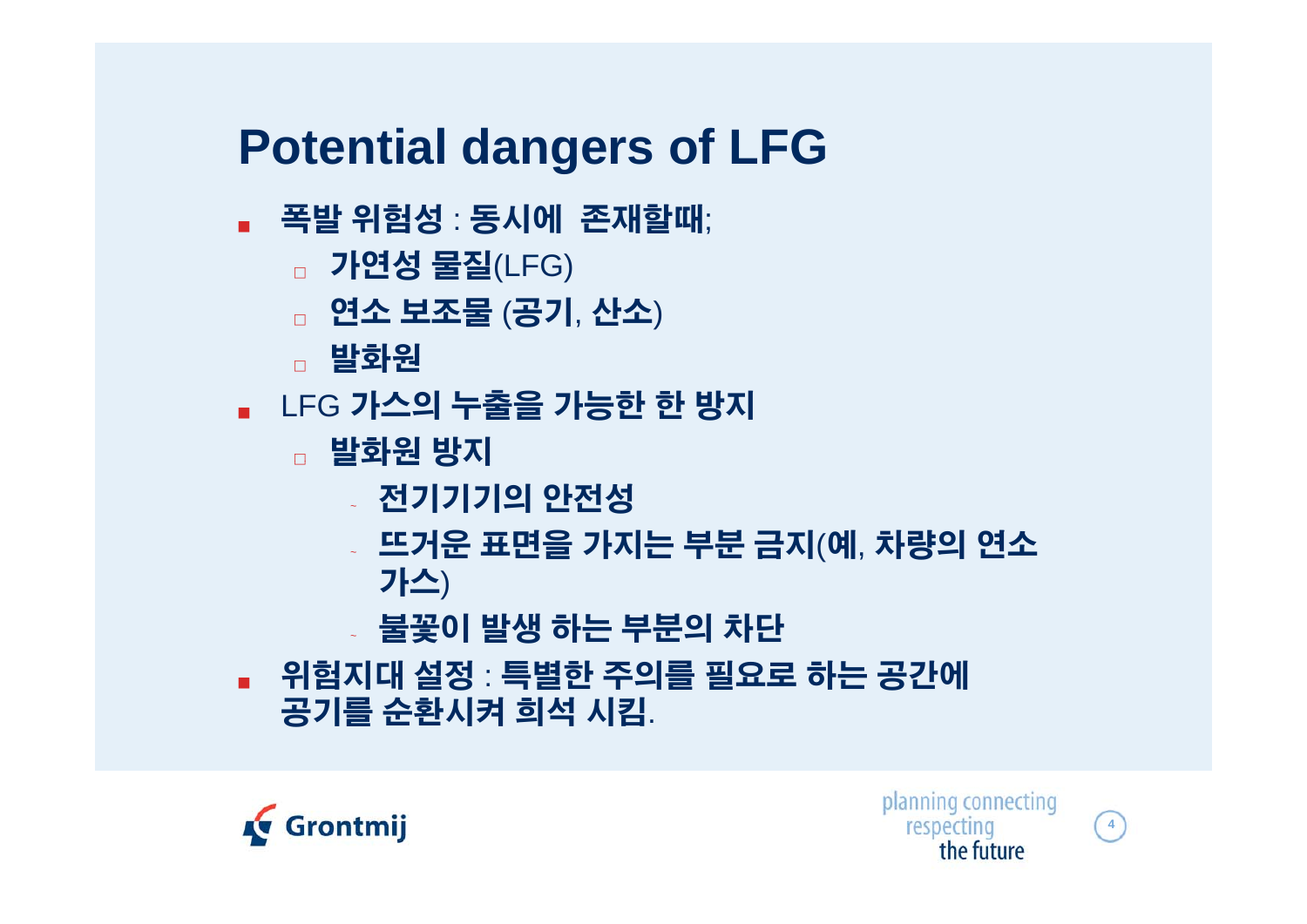# Potential dangers of LFG

- 폭발 위험성 : 동시에  존재할때;
  - 가연성 물질(LFG)
  - 연소 보조물 (공기, 산소)
  - 발화원
- LFG 가스의 누출을 가능한 한 방지
  - 발화원 방지
    - 전기기기의 안전성
    - 뜨거운 표면을 가지는 부분 금지(예, 차량의 연소 가스)
    - 불꽃이 발생 하는 부분의 차단
- 위험지대 설정 : 특별한 주의를 필요로 하는 공간에 공기를 순환시켜 희석 시킴.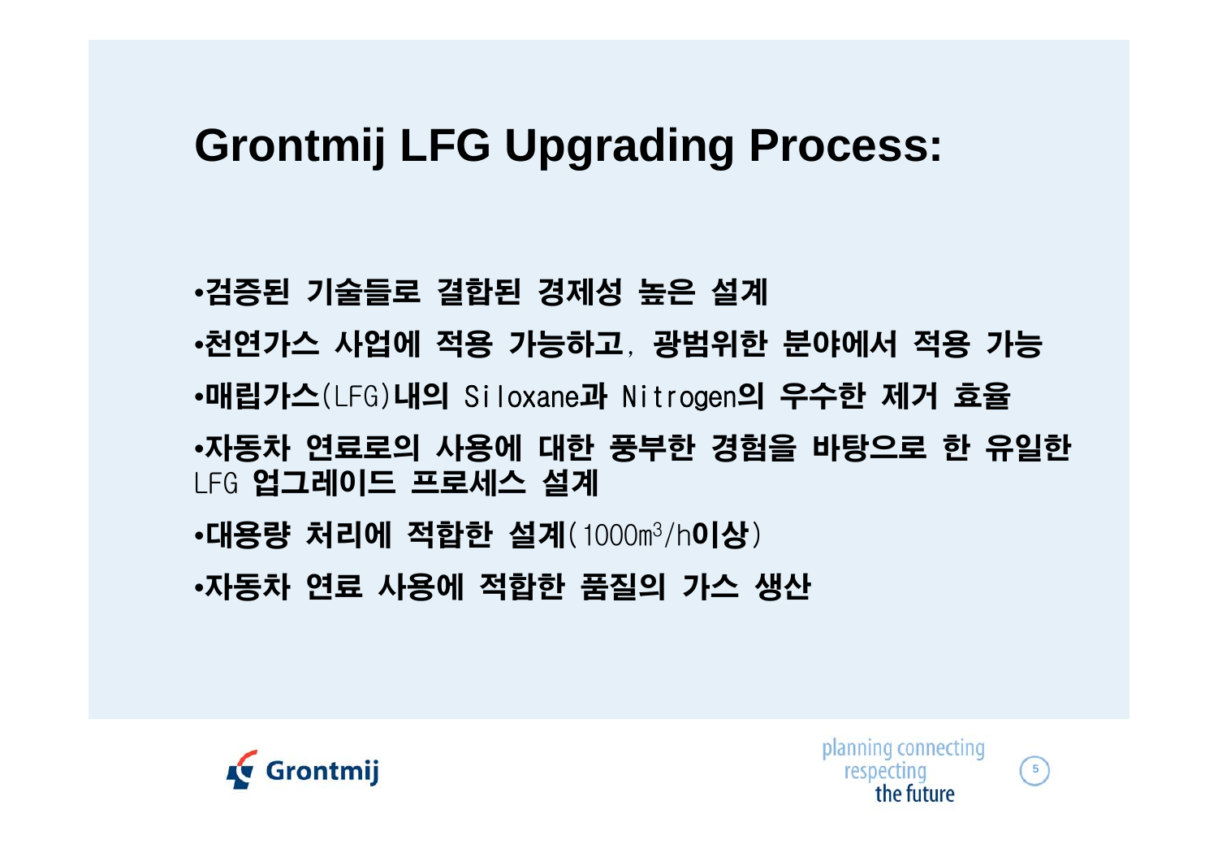# Grontmij LFG Upgrading Process:

- 검증된 기술들로 결합된 경제성 높은 설계
- 천연가스 사업에 적용 가능하고, 광범위한 분야에서 적용 가능
- 매립가스(LFG)내의 Siloxane과 Nitrogen의 우수한 제거 효율
- 자동차 연료로의 사용에 대한 풍부한 경험을 바탕으로 한 유일한 LFG 업그레이드 프로세스 설계
- 대용량 처리에 적합한 설계(1000$m^3$/h이상)
- 자동차 연료 사용에 적합한 품질의 가스 생산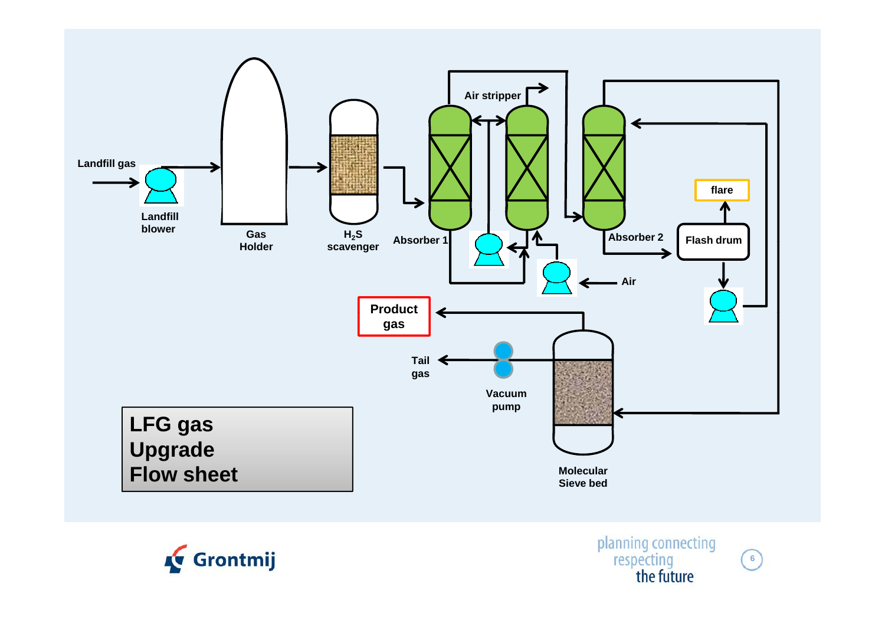# LFG gas Upgrade Flow sheet

Landfill gas

Landfill blower

Gas Holder

$H_2S$ scavenger

Absorber 1

Air stripper

Absorber 2

Air

flare

Flash drum

Product gas

Tail gas

Vacuum pump

Molecular Sieve bed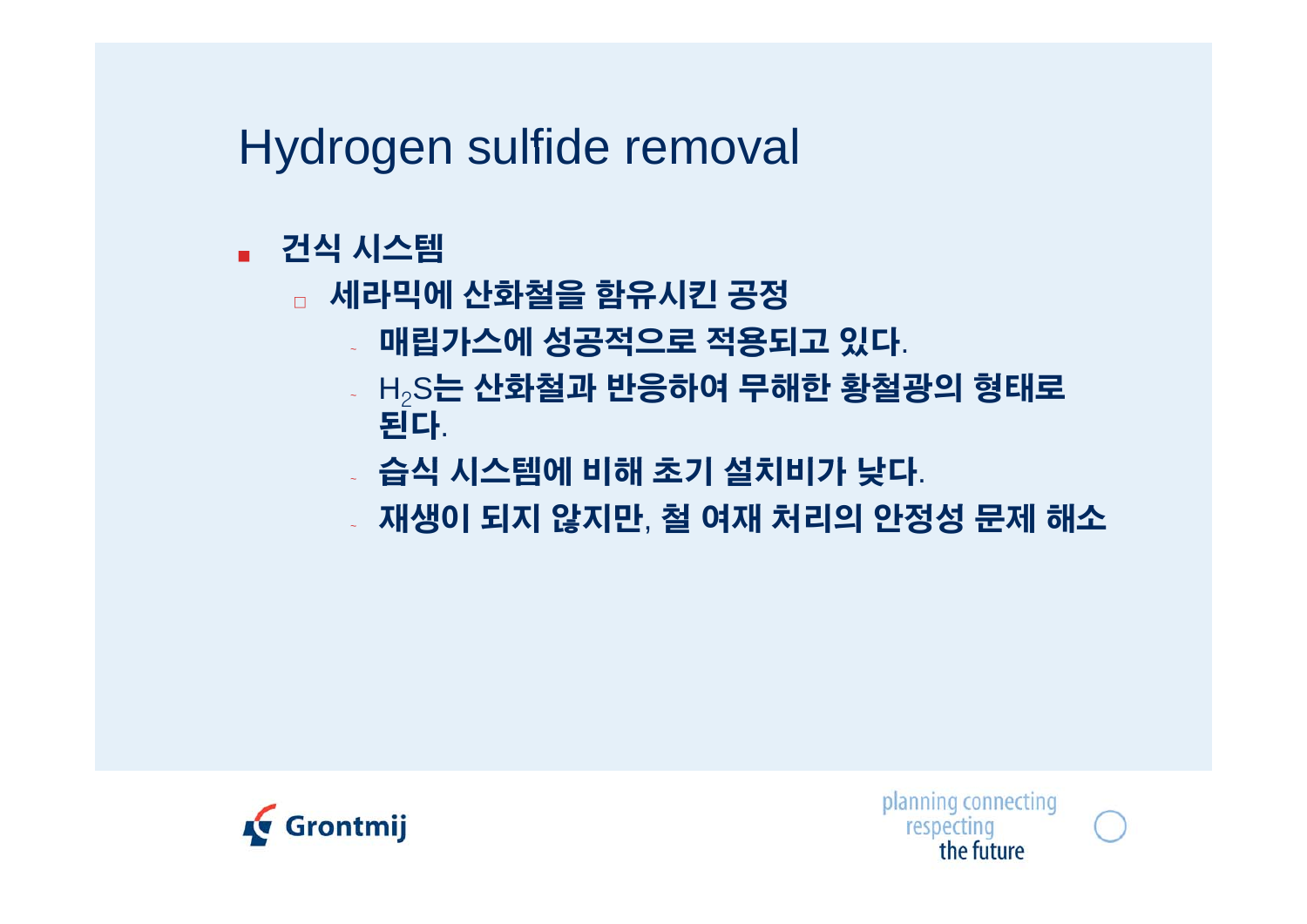# Hydrogen sulfide removal

- 건식 시스템
  - 세라믹에 산화철을 함유시킨 공정
    - 매립가스에 성공적으로 적용되고 있다.
    - $H_2S$는 산화철과 반응하여 무해한 황철광의 형태로 된다.
    - 습식 시스템에 비해 초기 설치비가 낮다.
    - 재생이 되지 않지만, 철 여재 처리의 안정성 문제 해소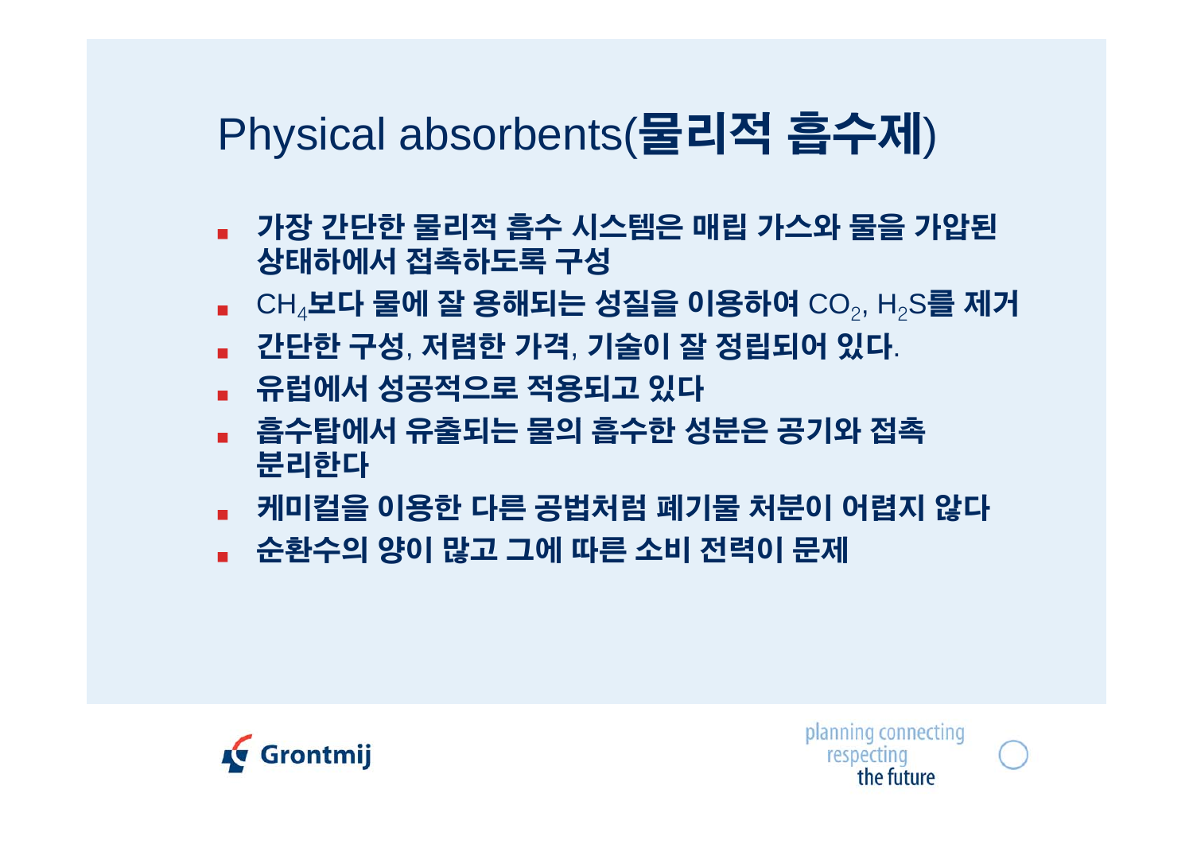# Physical absorbents(물리적 흡수제)

- 가장 간단한 물리적 흡수 시스템은 매립 가스와 물을 가압된 상태하에서 접촉하도록 구성
- $CH_4$보다 물에 잘 용해되는 성질을 이용하여 $CO_2$, $H_2S$를 제거
- 간단한 구성, 저렴한 가격, 기술이 잘 정립되어 있다.
- 유럽에서 성공적으로 적용되고 있다
- 흡수탑에서 유출되는 물의 흡수한 성분은 공기와 접촉 분리한다
- 케미컬을 이용한 다른 공법처럼 폐기물 처분이 어렵지 않다
- 순환수의 양이 많고 그에 따른 소비 전력이 문제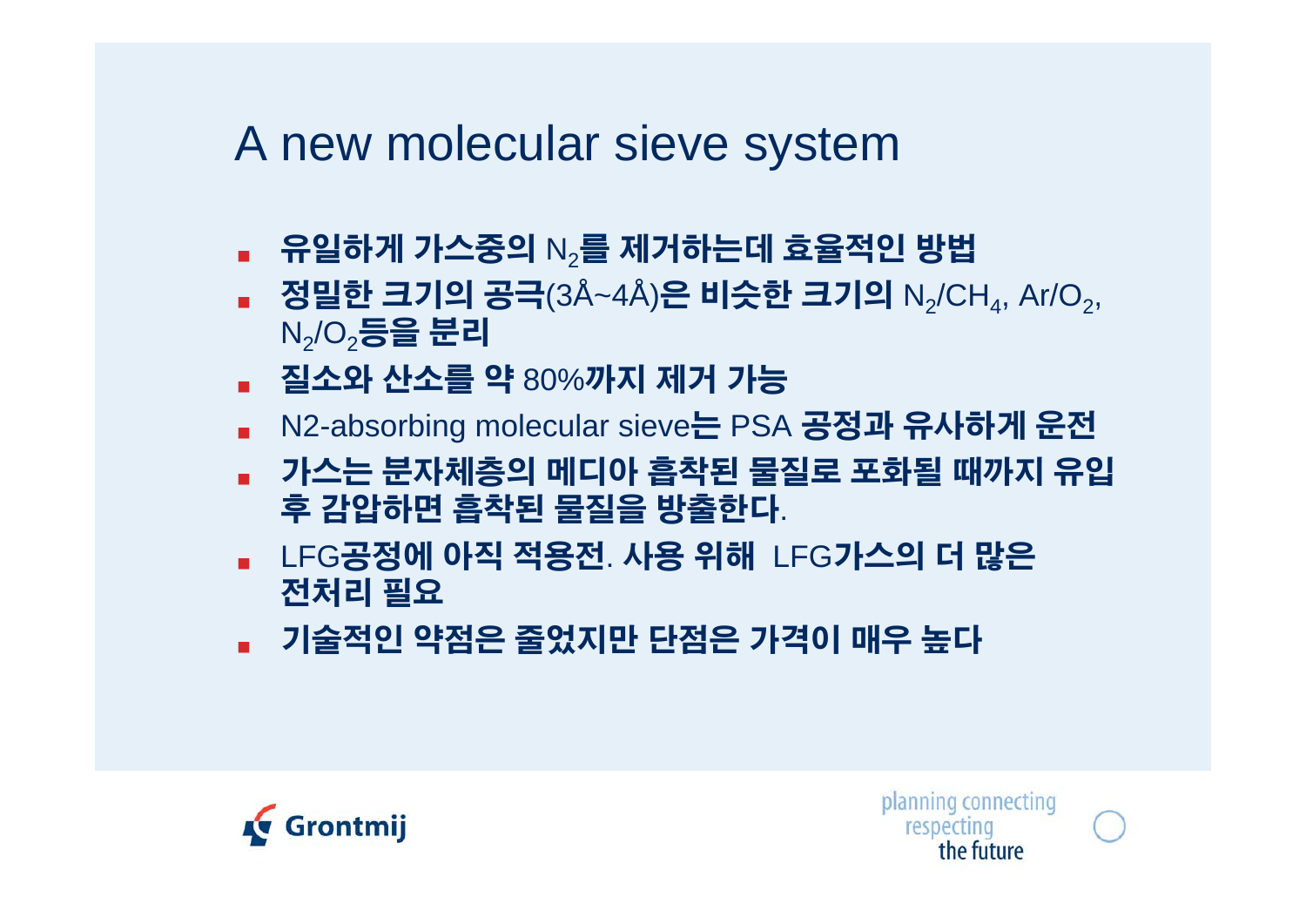# A new molecular sieve system

- 유일하게 가스중의 $N_2$를 제거하는데 효율적인 방법
- 정밀한 크기의 공극(3Å~4Å)은 비슷한 크기의 $N_2/CH_4$, $Ar/O_2$, $N_2/O_2$등을 분리
- 질소와 산소를 약 80%까지 제거 가능
- N2-absorbing molecular sieve는 PSA 공정과 유사하게 운전
- 가스는 분자체층의 메디아 흡착된 물질로 포화될 때까지 유입 후 감압하면 흡착된 물질을 방출한다.
- LFG공정에 아직 적용전. 사용 위해 LFG가스의 더 많은 전처리 필요
- 기술적인 약점은 줄었지만 단점은 가격이 매우 높다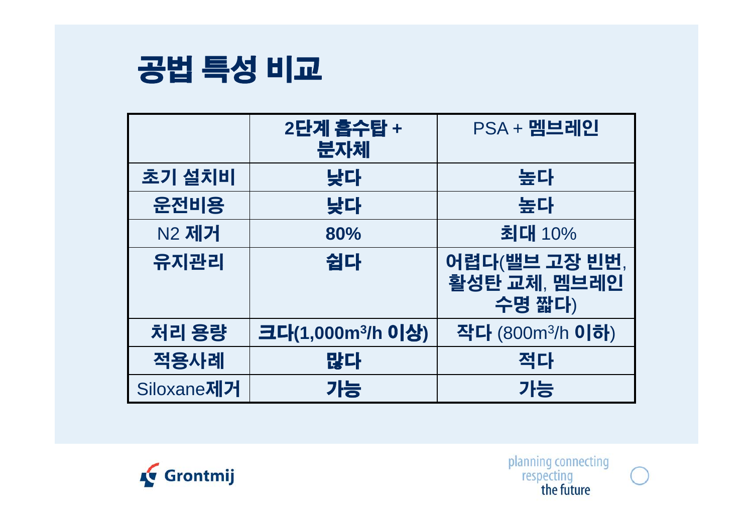# 공법 특성 비교

| | 2단계 흡수탑 + 분자체 | PSA + 멤브레인 |
|---|---|---|
| 초기 설치비 | 낮다 | 높다 |
| 운전비용 | 낮다 | 높다 |
| N2 제거 | 80% | 최대 10% |
| 유지관리 | 쉽다 | 어렵다(밸브 고장 빈번, 활성탄 교체, 멤브레인 수명 짧다) |
| 처리 용량 | 크다(1,000$m^3$/h 이상) | 작다 (800$m^3$/h 이하) |
| 적용사례 | 많다 | 적다 |
| Siloxane제거 | 가능 | 가능 |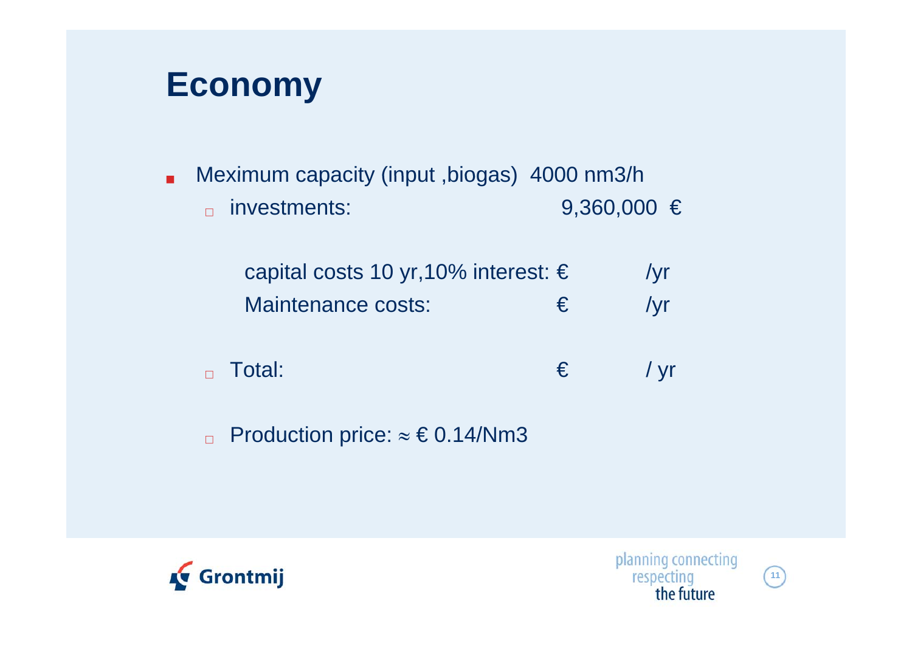# Economy

- Meximum capacity (input ,biogas) 4000 nm3/h
  - investments: 9,360,000 €

    capital costs 10 yr,10% interest: € /yr

    Maintenance costs: € /yr

  - Total: € / yr

  - Production price: ≈ € 0.14/Nm3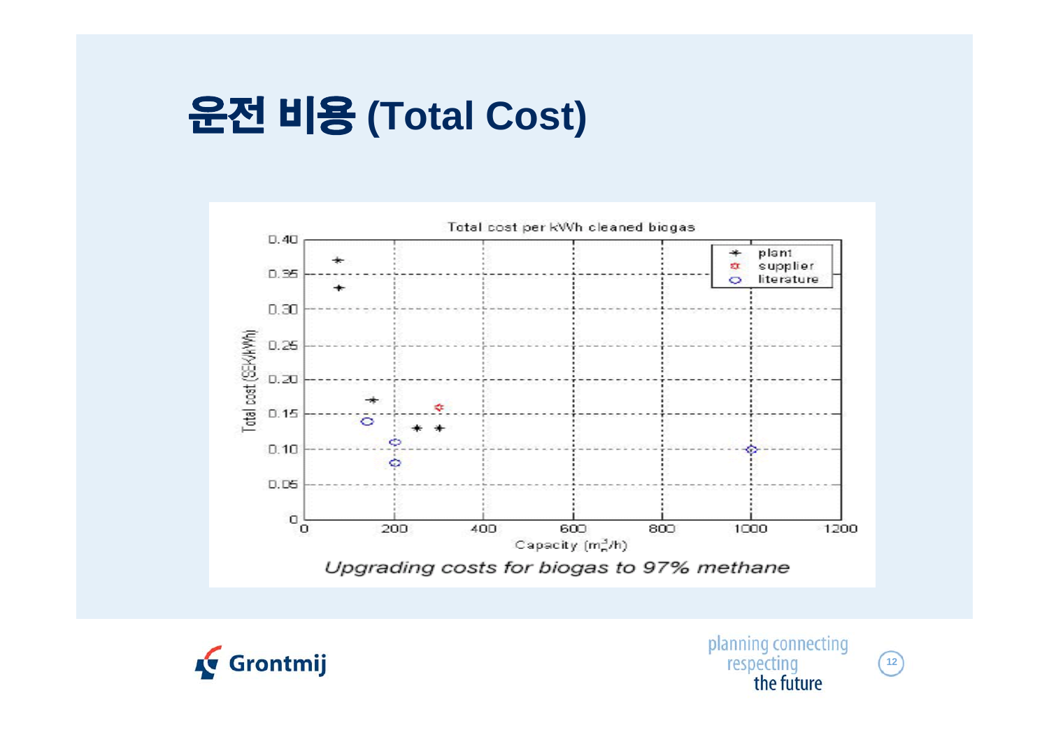# 운전 비용 (Total Cost)

Total cost per kWh cleaned biogas

Upgrading costs for biogas to 97% methane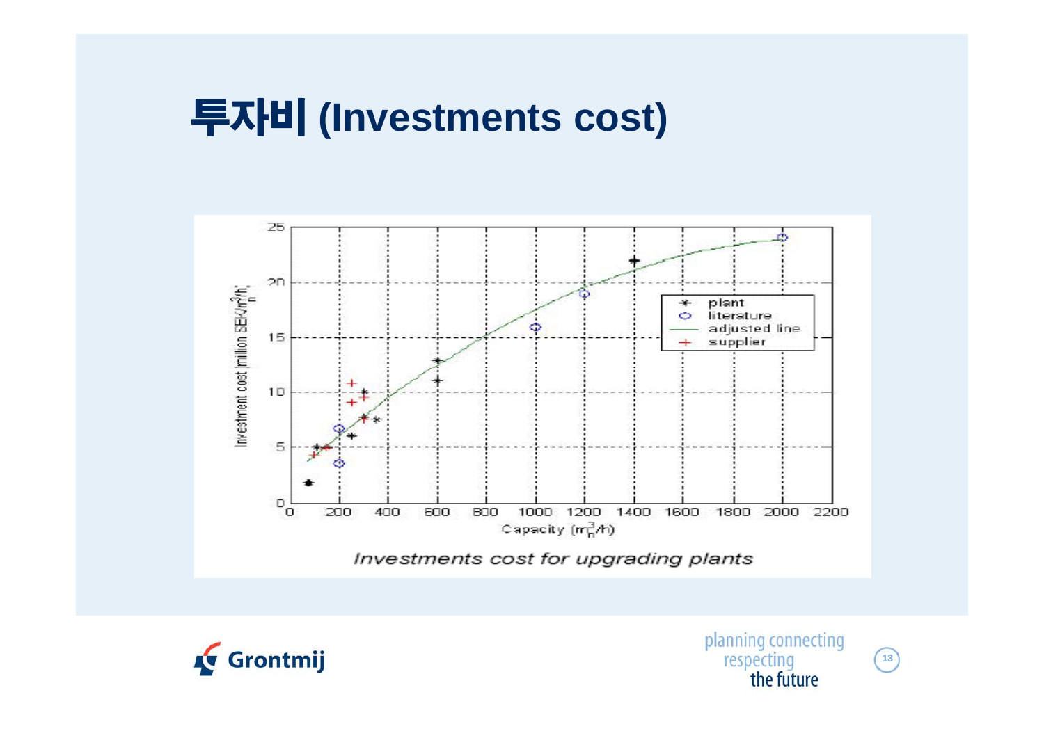# 투자비 (Investments cost)

Investments cost for upgrading plants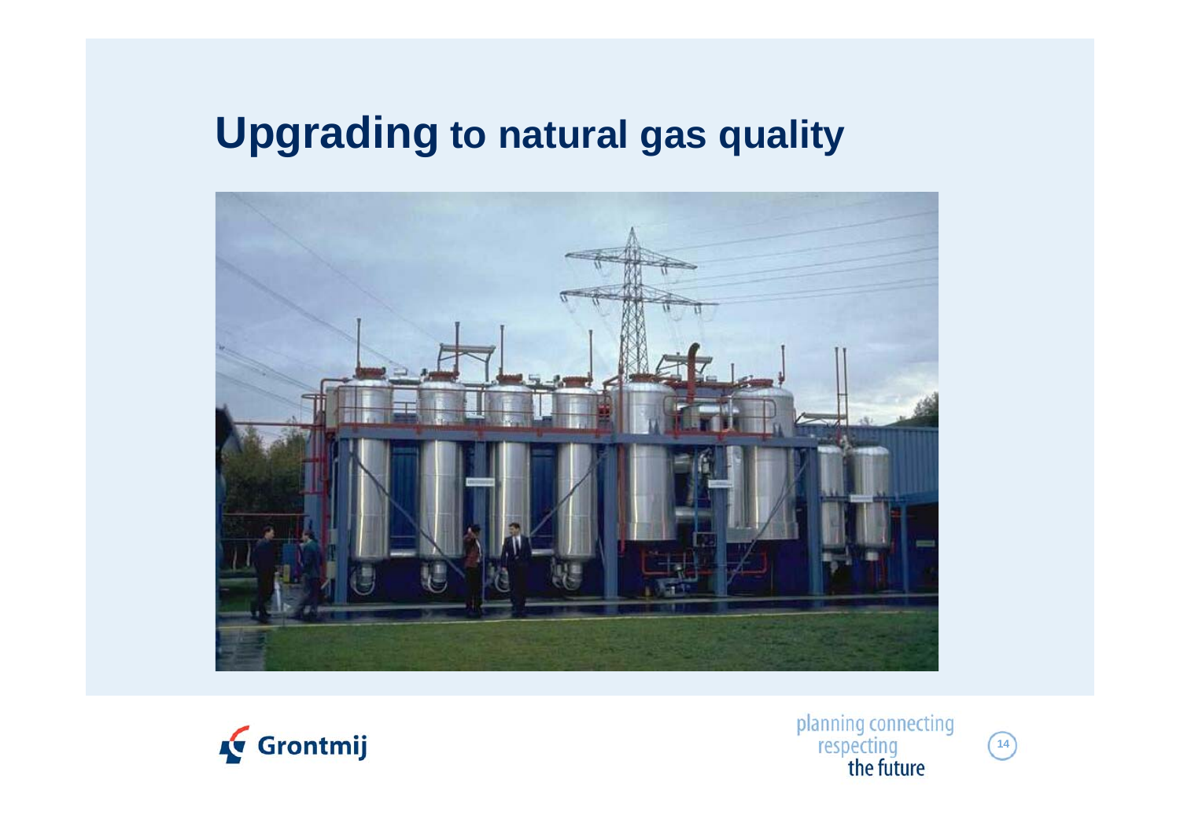# Upgrading to natural gas quality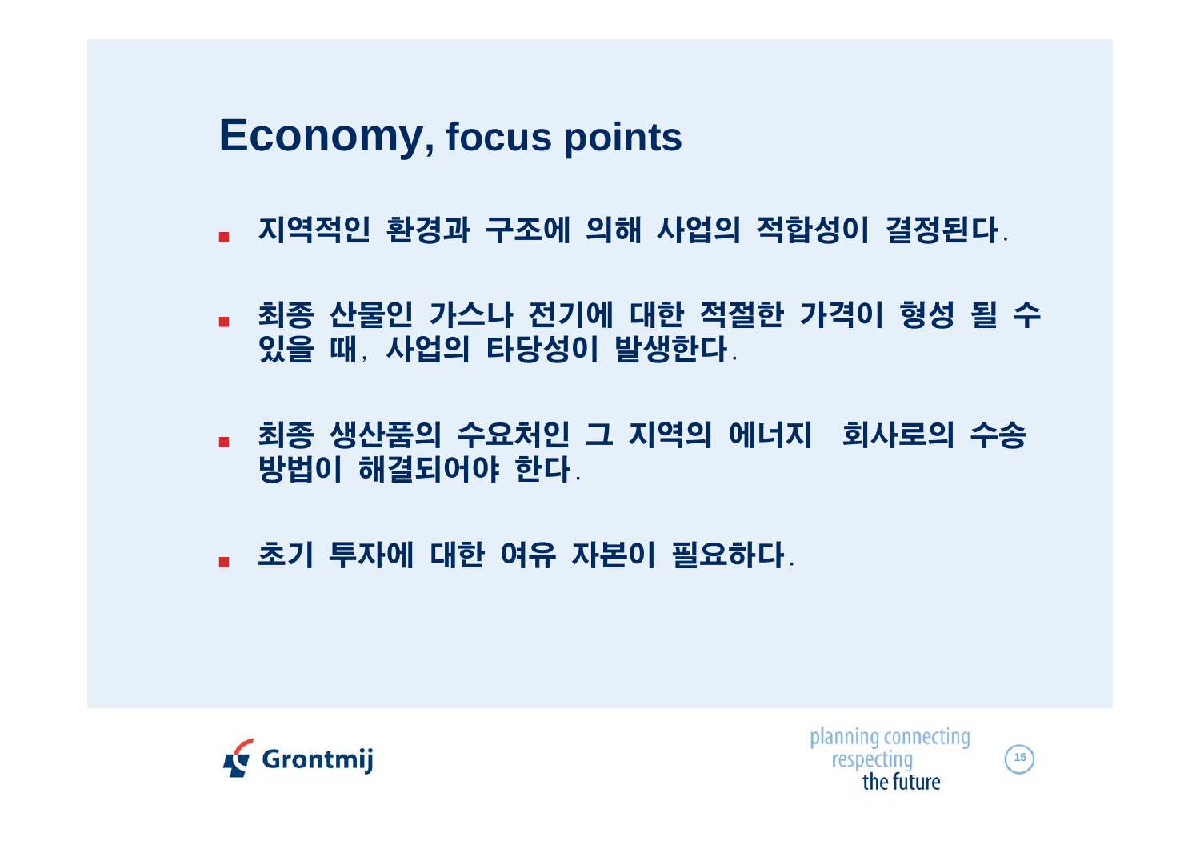# Economy, focus points

- 지역적인 환경과 구조에 의해 사업의 적합성이 결정된다.
- 최종 산물인 가스나 전기에 대한 적절한 가격이 형성 될 수 있을 때, 사업의 타당성이 발생한다.
- 최종 생산품의 수요처인 그 지역의 에너지 회사로의 수송 방법이 해결되어야 한다.
- 초기 투자에 대한 여유 자본이 필요하다.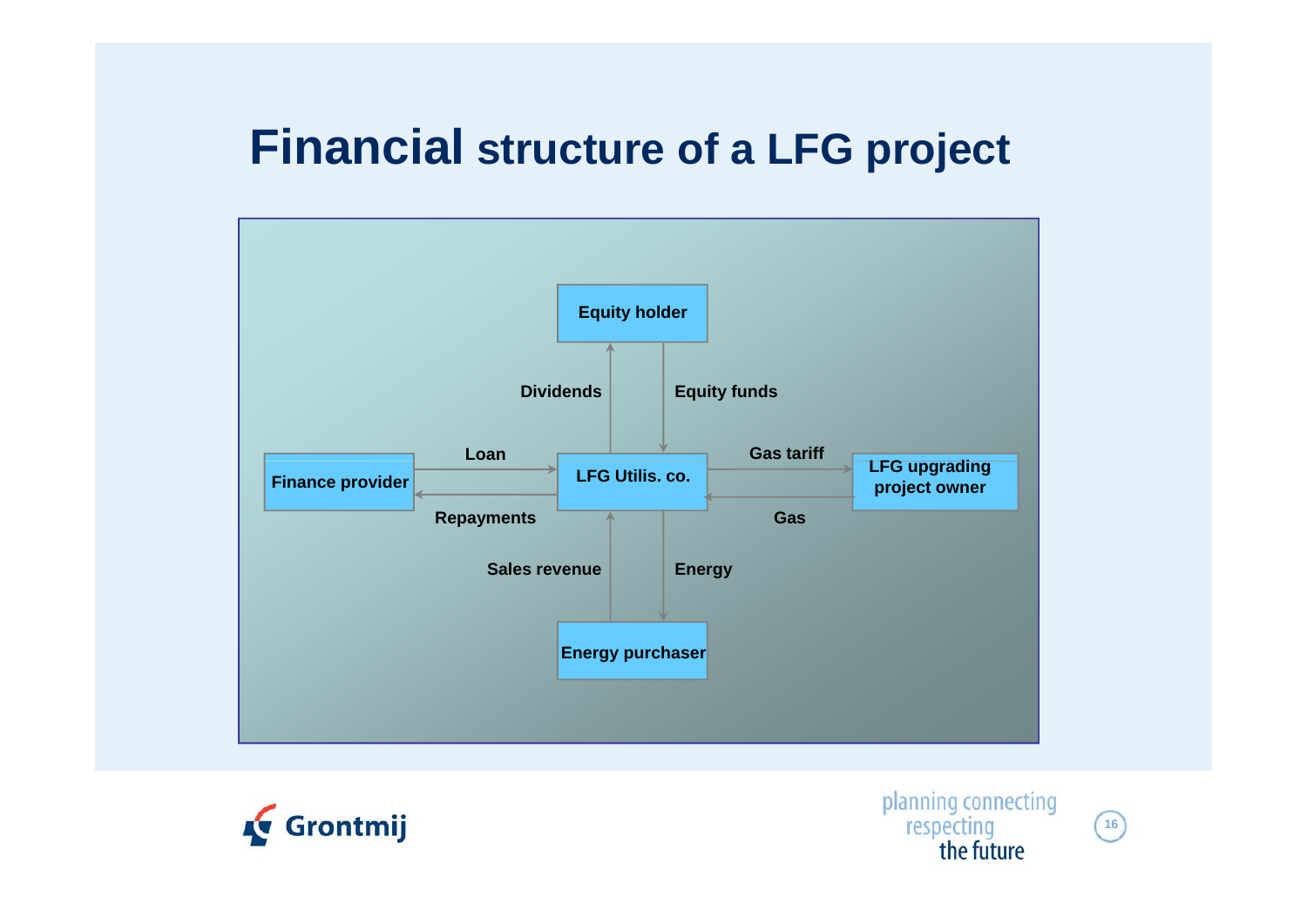# Financial structure of a LFG project

Equity holder

Dividends

Equity funds

Finance provider

Loan

Repayments

LFG Utilis. co.

Gas tariff

Gas

LFG upgrading project owner

Sales revenue

Energy

Energy purchaser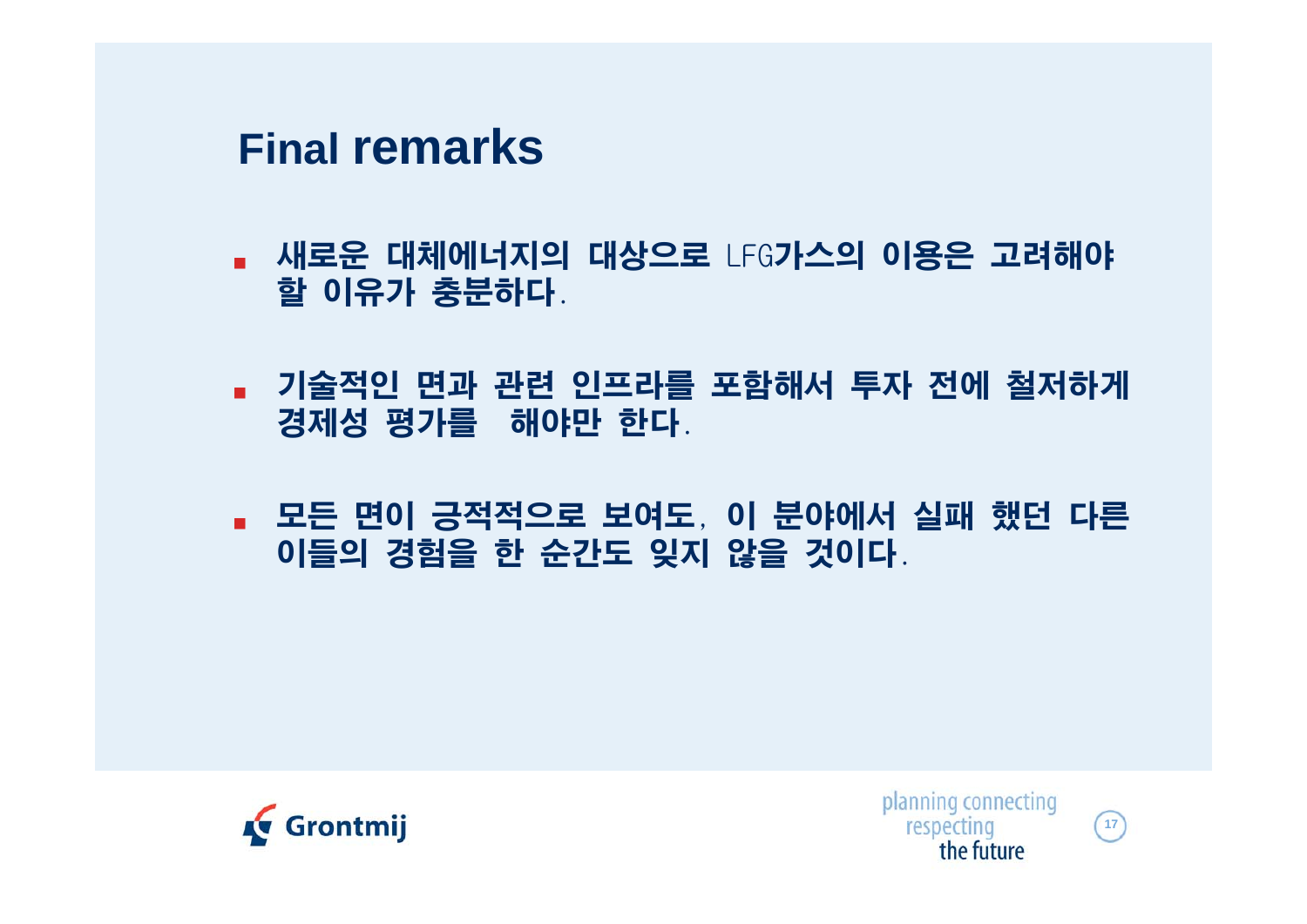## Final remarks

- 새로운 대체에너지의 대상으로 LFG가스의 이용은 고려해야 할 이유가 충분하다.
- 기술적인 면과 관련 인프라를 포함해서 투자 전에 철저하게 경제성 평가를  해야만 한다.
- 모든 면이 긍적적으로 보여도, 이 분야에서 실패 했던 다른 이들의 경험을 한 순간도 잊지 않을 것이다.